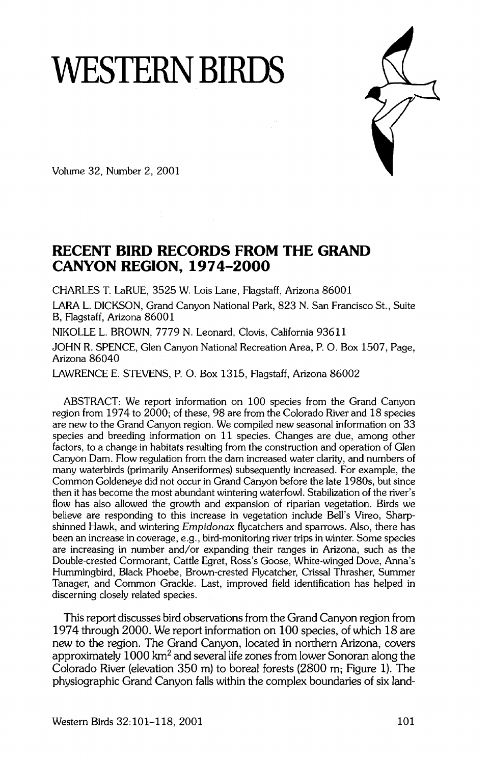# WESTERN BIRDS

Volume 32, Number 2, 2001

## RECENT BIRD RECORDS FROM THE GRAND CANYON REGION, 1974–2000

CHARLES T. LaRUE, 3525 W. Lois Lane, Flagstaff, Arizona 86001

LARA L. DICKSON, Grand Canyon National Park, 823 N. San Francisco St., Suite B, Flagstaff, Arizona 86001

NIKOLLE L. BROWN, 7779 N. Leonard, Clovis, California 93611

JOHN R. SPENCE, Glen Canyon National Recreation Area, P. O. Box 1507, Page, Arizona 86040

LAWRENCE E. STEVENS, P. O. Box 1315, Flagstaff, Arizona 86002

ABSTRACT: We report information on 100 species from the Grand Canyon region from 1974 to 2000; of these, 98 are from the Colorado River and 18 species are new to the Grand Canyon region. We compiled new seasonal information on 33 species and breeding information on 11 species. Changes are due, among other factors, to a change in habitats resulting from the construction and operation of Glen Canyon Dam. Flow regulation from the dam increased water clarity, and numbers of many waterbirds (primarily Anseriformes) subsequently increased. For example, the Common Goldeneye did not occur in Grand Canyon before the late 1980s, but since then it has become the most abundant wintering waterfowl. Stabilization of the river's flow has also allowed the growth and expansion of riparian vegetation. Birds we believe are responding to this increase in vegetation include Bell's Vireo, Sharp-shinned Hawk, and wintering *Empidonax* flycatchers and sparrows. Also, there has been an increase in coverage, e.g., bird-monitoring river trips in winter. Some species are increasing in number and/or expanding their ranges in Arizona, such as the Double-crested Cormorant, Cattle Egret, Ross's Goose, White-winged Dove, Anna's Hummingbird, Black Phoebe, Brown-crested Flycatcher, Crissal Thrasher, Summer Tanager, and Common Grackle. Last, improved field identification has helped in discerning closely related species.

This report discusses bird observations from the Grand Canyon region from 1974 through 2000. We report information on 100 species, of which 18 are new to the region. The Grand Canyon, located in northern Arizona, covers approximately 1000 km$^2$ and several life zones from lower Sonoran along the Colorado River (elevation 350 m) to boreal forests (2800 m; Figure 1). The physiographic Grand Canyon falls within the complex boundaries of six land-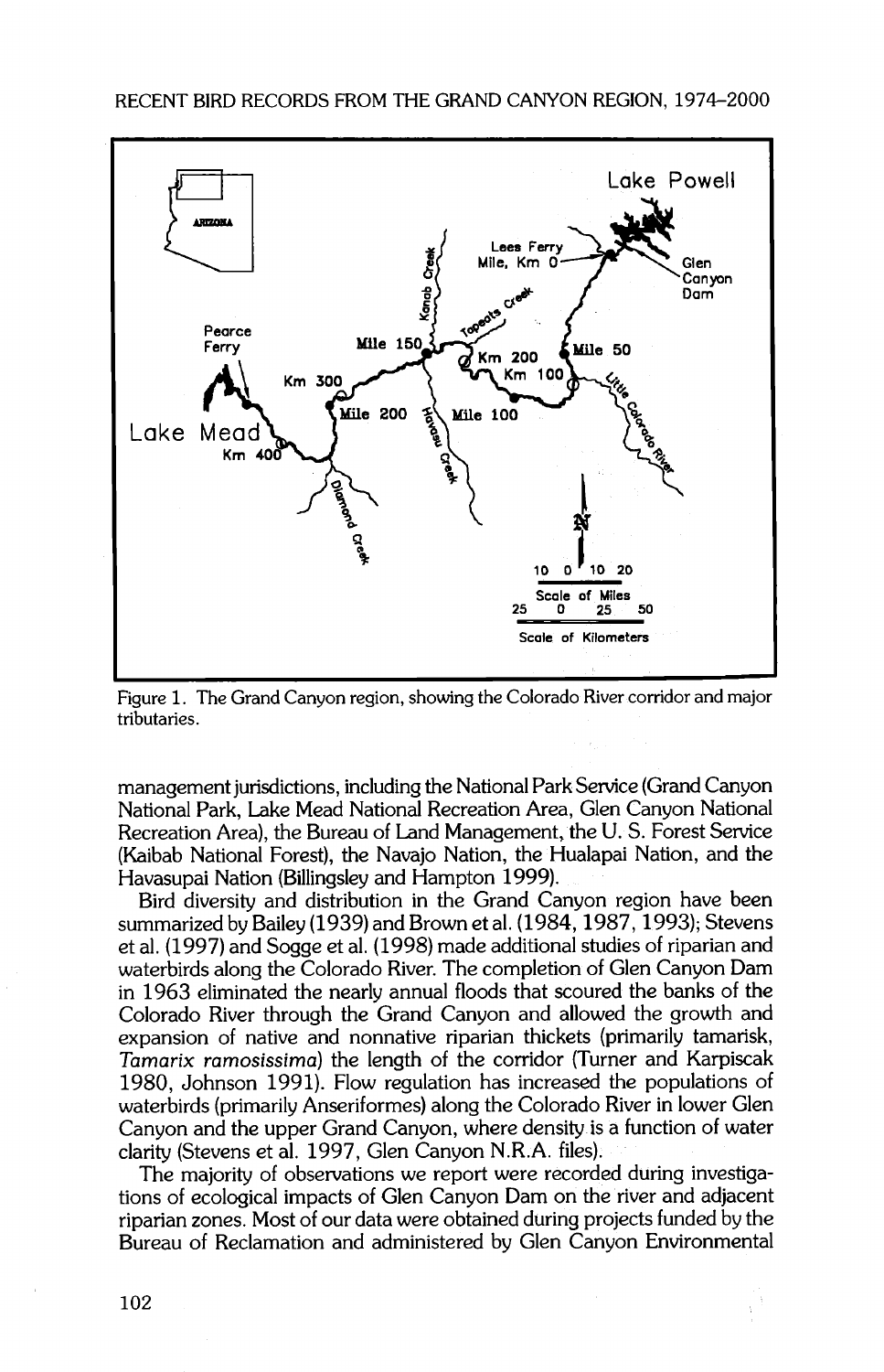Figure 1. The Grand Canyon region, showing the Colorado River corridor and major tributaries.

management jurisdictions, including the National Park Service (Grand Canyon National Park, Lake Mead National Recreation Area, Glen Canyon National Recreation Area), the Bureau of Land Management, the U. S. Forest Service (Kaibab National Forest), the Navajo Nation, the Hualapai Nation, and the Havasupai Nation (Billingsley and Hampton 1999).

Bird diversity and distribution in the Grand Canyon region have been summarized by Bailey (1939) and Brown et al. (1984, 1987, 1993); Stevens et al. (1997) and Sogge et al. (1998) made additional studies of riparian and waterbirds along the Colorado River. The completion of Glen Canyon Dam in 1963 eliminated the nearly annual floods that scoured the banks of the Colorado River through the Grand Canyon and allowed the growth and expansion of native and nonnative riparian thickets (primarily tamarisk, *Tamarix ramosissima*) the length of the corridor (Turner and Karpiscak 1980, Johnson 1991). Flow regulation has increased the populations of waterbirds (primarily Anseriformes) along the Colorado River in lower Glen Canyon and the upper Grand Canyon, where density is a function of water clarity (Stevens et al. 1997, Glen Canyon N.R.A. files).

The majority of observations we report were recorded during investigations of ecological impacts of Glen Canyon Dam on the river and adjacent riparian zones. Most of our data were obtained during projects funded by the Bureau of Reclamation and administered by Glen Canyon Environmental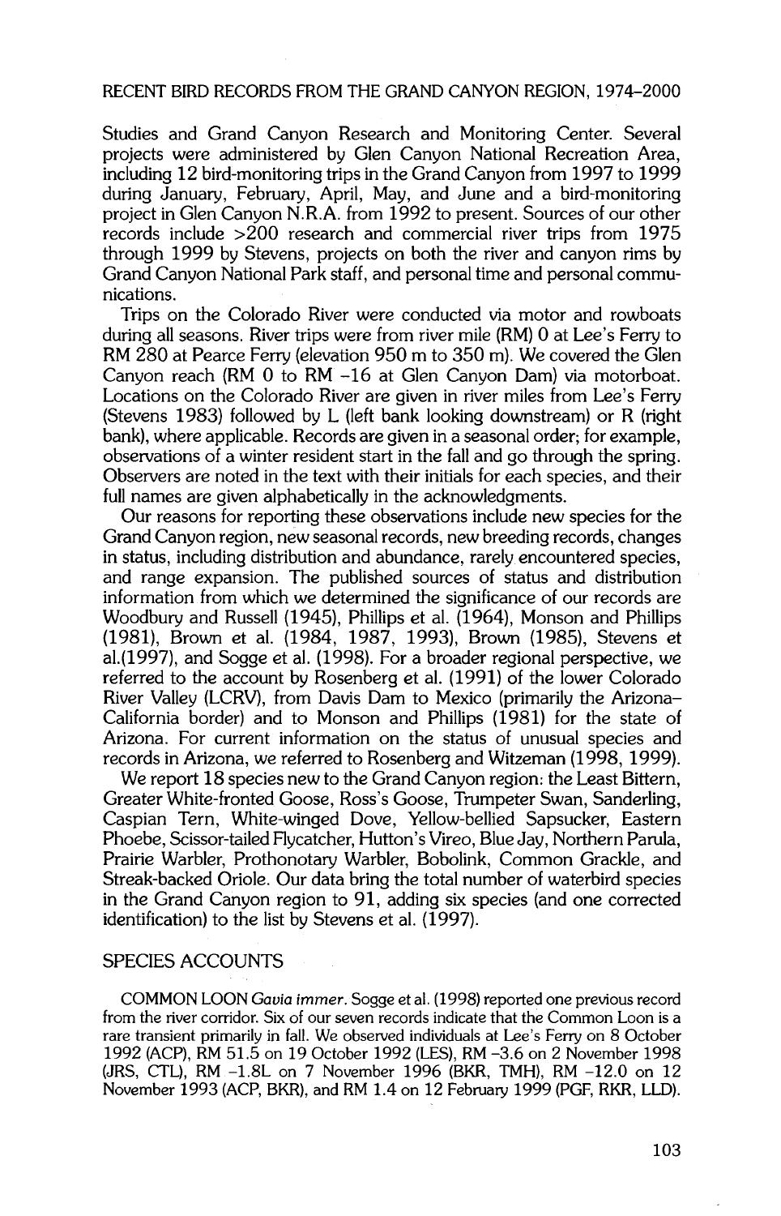Studies and Grand Canyon Research and Monitoring Center. Several projects were administered by Glen Canyon National Recreation Area, including 12 bird-monitoring trips in the Grand Canyon from 1997 to 1999 during January, February, April, May, and June and a bird-monitoring project in Glen Canyon N.R.A. from 1992 to present. Sources of our other records include >200 research and commercial river trips from 1975 through 1999 by Stevens, projects on both the river and canyon rims by Grand Canyon National Park staff, and personal time and personal communications.

Trips on the Colorado River were conducted via motor and rowboats during all seasons. River trips were from river mile (RM) 0 at Lee's Ferry to RM 280 at Pearce Ferry (elevation 950 m to 350 m). We covered the Glen Canyon reach (RM 0 to RM −16 at Glen Canyon Dam) via motorboat. Locations on the Colorado River are given in river miles from Lee's Ferry (Stevens 1983) followed by L (left bank looking downstream) or R (right bank), where applicable. Records are given in a seasonal order; for example, observations of a winter resident start in the fall and go through the spring. Observers are noted in the text with their initials for each species, and their full names are given alphabetically in the acknowledgments.

Our reasons for reporting these observations include new species for the Grand Canyon region, new seasonal records, new breeding records, changes in status, including distribution and abundance, rarely encountered species, and range expansion. The published sources of status and distribution information from which we determined the significance of our records are Woodbury and Russell (1945), Phillips et al. (1964), Monson and Phillips (1981), Brown et al. (1984, 1987, 1993), Brown (1985), Stevens et al.(1997), and Sogge et al. (1998). For a broader regional perspective, we referred to the account by Rosenberg et al. (1991) of the lower Colorado River Valley (LCRV), from Davis Dam to Mexico (primarily the Arizona–California border) and to Monson and Phillips (1981) for the state of Arizona. For current information on the status of unusual species and records in Arizona, we referred to Rosenberg and Witzeman (1998, 1999).

We report 18 species new to the Grand Canyon region: the Least Bittern, Greater White-fronted Goose, Ross's Goose, Trumpeter Swan, Sanderling, Caspian Tern, White-winged Dove, Yellow-bellied Sapsucker, Eastern Phoebe, Scissor-tailed Flycatcher, Hutton's Vireo, Blue Jay, Northern Parula, Prairie Warbler, Prothonotary Warbler, Bobolink, Common Grackle, and Streak-backed Oriole. Our data bring the total number of waterbird species in the Grand Canyon region to 91, adding six species (and one corrected identification) to the list by Stevens et al. (1997).

## SPECIES ACCOUNTS

COMMON LOON *Gavia immer*. Sogge et al. (1998) reported one previous record from the river corridor. Six of our seven records indicate that the Common Loon is a rare transient primarily in fall. We observed individuals at Lee's Ferry on 8 October 1992 (ACP), RM 51.5 on 19 October 1992 (LES), RM −3.6 on 2 November 1998 (JRS, CTL), RM −1.8L on 7 November 1996 (BKR, TMH), RM −12.0 on 12 November 1993 (ACP, BKR), and RM 1.4 on 12 February 1999 (PGF, RKR, LLD).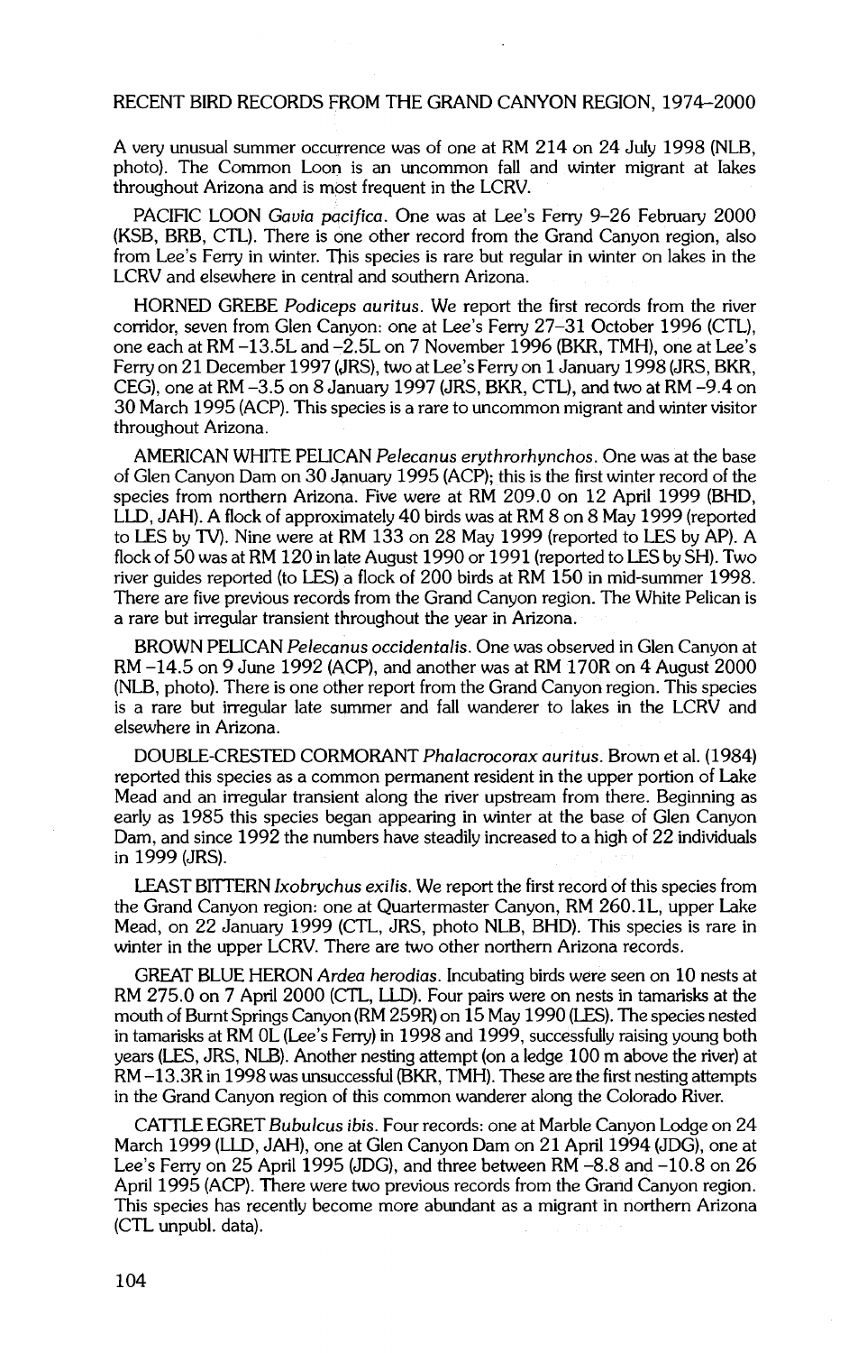A very unusual summer occurrence was of one at RM 214 on 24 July 1998 (NLB, photo). The Common Loon is an uncommon fall and winter migrant at lakes throughout Arizona and is most frequent in the LCRV.

PACIFIC LOON *Gavia pacifica*. One was at Lee's Ferry 9–26 February 2000 (KSB, BRB, CTL). There is one other record from the Grand Canyon region, also from Lee's Ferry in winter. This species is rare but regular in winter on lakes in the LCRV and elsewhere in central and southern Arizona.

HORNED GREBE *Podiceps auritus*. We report the first records from the river corridor, seven from Glen Canyon: one at Lee's Ferry 27–31 October 1996 (CTL), one each at RM −13.5L and −2.5L on 7 November 1996 (BKR, TMH), one at Lee's Ferry on 21 December 1997 (JRS), two at Lee's Ferry on 1 January 1998 (JRS, BKR, CEG), one at RM −3.5 on 8 January 1997 (JRS, BKR, CTL), and two at RM −9.4 on 30 March 1995 (ACP). This species is a rare to uncommon migrant and winter visitor throughout Arizona.

AMERICAN WHITE PELICAN *Pelecanus erythrorhynchos*. One was at the base of Glen Canyon Dam on 30 January 1995 (ACP); this is the first winter record of the species from northern Arizona. Five were at RM 209.0 on 12 April 1999 (BHD, LLD, JAH). A flock of approximately 40 birds was at RM 8 on 8 May 1999 (reported to LES by TV). Nine were at RM 133 on 28 May 1999 (reported to LES by AP). A flock of 50 was at RM 120 in late August 1990 or 1991 (reported to LES by SH). Two river guides reported (to LES) a flock of 200 birds at RM 150 in mid-summer 1998. There are five previous records from the Grand Canyon region. The White Pelican is a rare but irregular transient throughout the year in Arizona.

BROWN PELICAN *Pelecanus occidentalis*. One was observed in Glen Canyon at RM −14.5 on 9 June 1992 (ACP), and another was at RM 170R on 4 August 2000 (NLB, photo). There is one other report from the Grand Canyon region. This species is a rare but irregular late summer and fall wanderer to lakes in the LCRV and elsewhere in Arizona.

DOUBLE-CRESTED CORMORANT *Phalacrocorax auritus*. Brown et al. (1984) reported this species as a common permanent resident in the upper portion of Lake Mead and an irregular transient along the river upstream from there. Beginning as early as 1985 this species began appearing in winter at the base of Glen Canyon Dam, and since 1992 the numbers have steadily increased to a high of 22 individuals in 1999 (JRS).

LEAST BITTERN *Ixobrychus exilis*. We report the first record of this species from the Grand Canyon region: one at Quartermaster Canyon, RM 260.1L, upper Lake Mead, on 22 January 1999 (CTL, JRS, photo NLB, BHD). This species is rare in winter in the upper LCRV. There are two other northern Arizona records.

GREAT BLUE HERON *Ardea herodias*. Incubating birds were seen on 10 nests at RM 275.0 on 7 April 2000 (CTL, LLD). Four pairs were on nests in tamarisks at the mouth of Burnt Springs Canyon (RM 259R) on 15 May 1990 (LES). The species nested in tamarisks at RM 0L (Lee's Ferry) in 1998 and 1999, successfully raising young both years (LES, JRS, NLB). Another nesting attempt (on a ledge 100 m above the river) at RM −13.3R in 1998 was unsuccessful (BKR, TMH). These are the first nesting attempts in the Grand Canyon region of this common wanderer along the Colorado River.

CATTLE EGRET *Bubulcus ibis*. Four records: one at Marble Canyon Lodge on 24 March 1999 (LLD, JAH), one at Glen Canyon Dam on 21 April 1994 (JDG), one at Lee's Ferry on 25 April 1995 (JDG), and three between RM −8.8 and −10.8 on 26 April 1995 (ACP). There were two previous records from the Grand Canyon region. This species has recently become more abundant as a migrant in northern Arizona (CTL unpubl. data).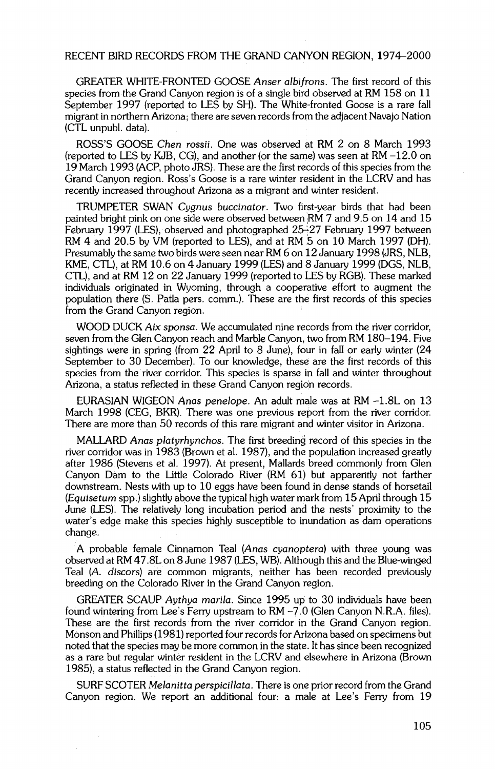## RECENT BIRD RECORDS FROM THE GRAND CANYON REGION, 1974–2000

GREATER WHITE-FRONTED GOOSE *Anser albifrons*. The first record of this species from the Grand Canyon region is of a single bird observed at RM 158 on 11 September 1997 (reported to LES by SH). The White-fronted Goose is a rare fall migrant in northern Arizona; there are seven records from the adjacent Navajo Nation (CTL unpubl. data).

ROSS'S GOOSE *Chen rossii*. One was observed at RM 2 on 8 March 1993 (reported to LES by KJB, CG), and another (or the same) was seen at RM −12.0 on 19 March 1993 (ACP, photo JRS). These are the first records of this species from the Grand Canyon region. Ross's Goose is a rare winter resident in the LCRV and has recently increased throughout Arizona as a migrant and winter resident.

TRUMPETER SWAN *Cygnus buccinator*. Two first-year birds that had been painted bright pink on one side were observed between RM 7 and 9.5 on 14 and 15 February 1997 (LES), observed and photographed 25–27 February 1997 between RM 4 and 20.5 by VM (reported to LES), and at RM 5 on 10 March 1997 (DH). Presumably the same two birds were seen near RM 6 on 12 January 1998 (JRS, NLB, KME, CTL), at RM 10.6 on 4 January 1999 (LES) and 8 January 1999 (DGS, NLB, CTL), and at RM 12 on 22 January 1999 (reported to LES by RGB). These marked individuals originated in Wyoming, through a cooperative effort to augment the population there (S. Patla pers. comm.). These are the first records of this species from the Grand Canyon region.

WOOD DUCK *Aix sponsa*. We accumulated nine records from the river corridor, seven from the Glen Canyon reach and Marble Canyon, two from RM 180–194. Five sightings were in spring (from 22 April to 8 June), four in fall or early winter (24 September to 30 December). To our knowledge, these are the first records of this species from the river corridor. This species is sparse in fall and winter throughout Arizona, a status reflected in these Grand Canyon region records.

EURASIAN WIGEON *Anas penelope*. An adult male was at RM −1.8L on 13 March 1998 (CEG, BKR). There was one previous report from the river corridor. There are more than 50 records of this rare migrant and winter visitor in Arizona.

MALLARD *Anas platyrhynchos*. The first breeding record of this species in the river corridor was in 1983 (Brown et al. 1987), and the population increased greatly after 1986 (Stevens et al. 1997). At present, Mallards breed commonly from Glen Canyon Dam to the Little Colorado River (RM 61) but apparently not farther downstream. Nests with up to 10 eggs have been found in dense stands of horsetail (*Equisetum* spp.) slightly above the typical high water mark from 15 April through 15 June (LES). The relatively long incubation period and the nests' proximity to the water's edge make this species highly susceptible to inundation as dam operations change.

A probable female Cinnamon Teal (*Anas cyanoptera*) with three young was observed at RM 47.8L on 8 June 1987 (LES, WB). Although this and the Blue-winged Teal (*A. discors*) are common migrants, neither has been recorded previously breeding on the Colorado River in the Grand Canyon region.

GREATER SCAUP *Aythya marila*. Since 1995 up to 30 individuals have been found wintering from Lee's Ferry upstream to RM −7.0 (Glen Canyon N.R.A. files). These are the first records from the river corridor in the Grand Canyon region. Monson and Phillips (1981) reported four records for Arizona based on specimens but noted that the species may be more common in the state. It has since been recognized as a rare but regular winter resident in the LCRV and elsewhere in Arizona (Brown 1985), a status reflected in the Grand Canyon region.

SURF SCOTER *Melanitta perspicillata*. There is one prior record from the Grand Canyon region. We report an additional four: a male at Lee's Ferry from 19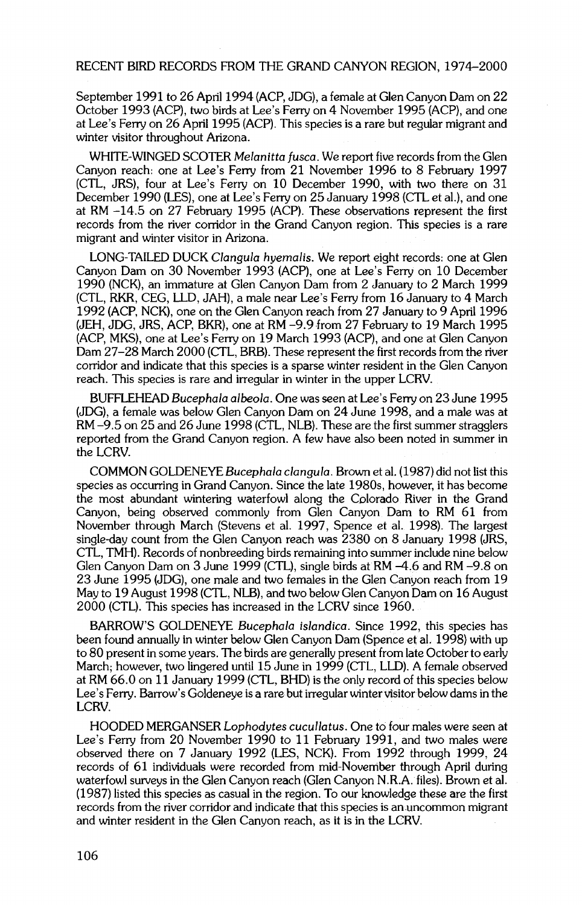September 1991 to 26 April 1994 (ACP, JDG), a female at Glen Canyon Dam on 22 October 1993 (ACP), two birds at Lee's Ferry on 4 November 1995 (ACP), and one at Lee's Ferry on 26 April 1995 (ACP). This species is a rare but regular migrant and winter visitor throughout Arizona.

WHITE-WINGED SCOTER *Melanitta fusca*. We report five records from the Glen Canyon reach: one at Lee's Ferry from 21 November 1996 to 8 February 1997 (CTL, JRS), four at Lee's Ferry on 10 December 1990, with two there on 31 December 1990 (LES), one at Lee's Ferry on 25 January 1998 (CTL et al.), and one at RM –14.5 on 27 February 1995 (ACP). These observations represent the first records from the river corridor in the Grand Canyon region. This species is a rare migrant and winter visitor in Arizona.

LONG-TAILED DUCK *Clangula hyemalis*. We report eight records: one at Glen Canyon Dam on 30 November 1993 (ACP), one at Lee's Ferry on 10 December 1990 (NCK), an immature at Glen Canyon Dam from 2 January to 2 March 1999 (CTL, RKR, CEG, LLD, JAH), a male near Lee's Ferry from 16 January to 4 March 1992 (ACP, NCK), one on the Glen Canyon reach from 27 January to 9 April 1996 (JEH, JDG, JRS, ACP, BKR), one at RM –9.9 from 27 February to 19 March 1995 (ACP, MKS), one at Lee's Ferry on 19 March 1993 (ACP), and one at Glen Canyon Dam 27–28 March 2000 (CTL, BRB). These represent the first records from the river corridor and indicate that this species is a sparse winter resident in the Glen Canyon reach. This species is rare and irregular in winter in the upper LCRV.

BUFFLEHEAD *Bucephala albeola*. One was seen at Lee's Ferry on 23 June 1995 (JDG), a female was below Glen Canyon Dam on 24 June 1998, and a male was at RM –9.5 on 25 and 26 June 1998 (CTL, NLB). These are the first summer stragglers reported from the Grand Canyon region. A few have also been noted in summer in the LCRV.

COMMON GOLDENEYE *Bucephala clangula*. Brown et al. (1987) did not list this species as occurring in Grand Canyon. Since the late 1980s, however, it has become the most abundant wintering waterfowl along the Colorado River in the Grand Canyon, being observed commonly from Glen Canyon Dam to RM 61 from November through March (Stevens et al. 1997, Spence et al. 1998). The largest single-day count from the Glen Canyon reach was 2380 on 8 January 1998 (JRS, CTL, TMH). Records of nonbreeding birds remaining into summer include nine below Glen Canyon Dam on 3 June 1999 (CTL), single birds at RM –4.6 and RM –9.8 on 23 June 1995 (JDG), one male and two females in the Glen Canyon reach from 19 May to 19 August 1998 (CTL, NLB), and two below Glen Canyon Dam on 16 August 2000 (CTL). This species has increased in the LCRV since 1960.

BARROW'S GOLDENEYE *Bucephala islandica*. Since 1992, this species has been found annually in winter below Glen Canyon Dam (Spence et al. 1998) with up to 80 present in some years. The birds are generally present from late October to early March; however, two lingered until 15 June in 1999 (CTL, LLD). A female observed at RM 66.0 on 11 January 1999 (CTL, BHD) is the only record of this species below Lee's Ferry. Barrow's Goldeneye is a rare but irregular winter visitor below dams in the LCRV.

HOODED MERGANSER *Lophodytes cucullatus*. One to four males were seen at Lee's Ferry from 20 November 1990 to 11 February 1991, and two males were observed there on 7 January 1992 (LES, NCK). From 1992 through 1999, 24 records of 61 individuals were recorded from mid-November through April during waterfowl surveys in the Glen Canyon reach (Glen Canyon N.R.A. files). Brown et al. (1987) listed this species as casual in the region. To our knowledge these are the first records from the river corridor and indicate that this species is an uncommon migrant and winter resident in the Glen Canyon reach, as it is in the LCRV.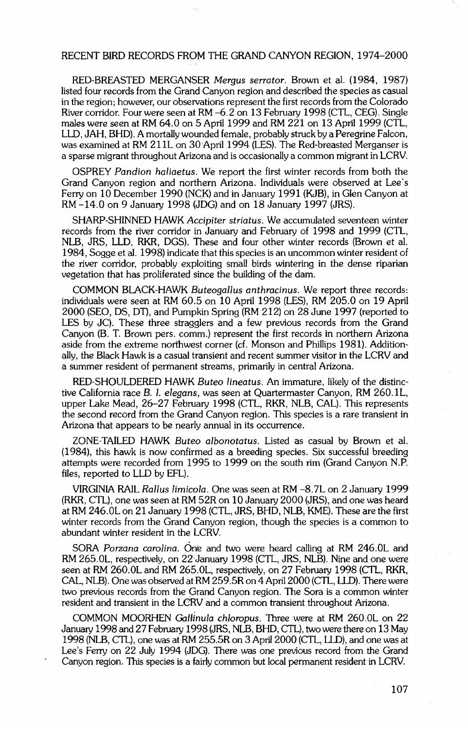## RECENT BIRD RECORDS FROM THE GRAND CANYON REGION, 1974–2000

RED-BREASTED MERGANSER *Mergus serrator*. Brown et al. (1984, 1987) listed four records from the Grand Canyon region and described the species as casual in the region; however, our observations represent the first records from the Colorado River corridor. Four were seen at RM -6.2 on 13 February 1998 (CTL, CEG). Single males were seen at RM 64.0 on 5 April 1999 and RM 221 on 13 April 1999 (CTL, LLD, JAH, BHD). A mortally wounded female, probably struck by a Peregrine Falcon, was examined at RM 211L on 30 April 1994 (LES). The Red-breasted Merganser is a sparse migrant throughout Arizona and is occasionally a common migrant in LCRV.

OSPREY *Pandion haliaetus*. We report the first winter records from both the Grand Canyon region and northern Arizona. Individuals were observed at Lee's Ferry on 10 December 1990 (NCK) and in January 1991 (KJB), in Glen Canyon at RM -14.0 on 9 January 1998 (JDG) and on 18 January 1997 (JRS).

SHARP-SHINNED HAWK *Accipiter striatus*. We accumulated seventeen winter records from the river corridor in January and February of 1998 and 1999 (CTL, NLB, JRS, LLD, RKR, DGS). These and four other winter records (Brown et al. 1984, Sogge et al. 1998) indicate that this species is an uncommon winter resident of the river corridor, probably exploiting small birds wintering in the dense riparian vegetation that has proliferated since the building of the dam.

COMMON BLACK-HAWK *Buteogallus anthracinus*. We report three records: individuals were seen at RM 60.5 on 10 April 1998 (LES), RM 205.0 on 19 April 2000 (SEO, DS, DT), and Pumpkin Spring (RM 212) on 28 June 1997 (reported to LES by JC). These three stragglers and a few previous records from the Grand Canyon (B. T. Brown pers. comm.) represent the first records in northern Arizona aside from the extreme northwest corner (cf. Monson and Phillips 1981). Additionally, the Black Hawk is a casual transient and recent summer visitor in the LCRV and a summer resident of permanent streams, primarily in central Arizona.

RED-SHOULDERED HAWK *Buteo lineatus*. An immature, likely of the distinctive California race *B. l. elegans*, was seen at Quartermaster Canyon, RM 260.1L, upper Lake Mead, 26–27 February 1998 (CTL, RKR, NLB, CAL). This represents the second record from the Grand Canyon region. This species is a rare transient in Arizona that appears to be nearly annual in its occurrence.

ZONE-TAILED HAWK *Buteo albonotatus*. Listed as casual by Brown et al. (1984), this hawk is now confirmed as a breeding species. Six successful breeding attempts were recorded from 1995 to 1999 on the south rim (Grand Canyon N.P. files, reported to LLD by EFL).

VIRGINIA RAIL *Rallus limicola*. One was seen at RM -8.7L on 2 January 1999 (RKR, CTL), one was seen at RM 52R on 10 January 2000 (JRS), and one was heard at RM 246.0L on 21 January 1998 (CTL, JRS, BHD, NLB, KME). These are the first winter records from the Grand Canyon region, though the species is a common to abundant winter resident in the LCRV.

SORA *Porzana carolina*. One and two were heard calling at RM 246.0L and RM 265.0L, respectively, on 22 January 1998 (CTL, JRS, NLB). Nine and one were seen at RM 260.0L and RM 265.0L, respectively, on 27 February 1998 (CTL, RKR, CAL, NLB). One was observed at RM 259.5R on 4 April 2000 (CTL, LLD). There were two previous records from the Grand Canyon region. The Sora is a common winter resident and transient in the LCRV and a common transient throughout Arizona.

COMMON MOORHEN *Gallinula chloropus*. Three were at RM 260.0L on 22 January 1998 and 27 February 1998 (JRS, NLB, BHD, CTL), two were there on 13 May 1998 (NLB, CTL), one was at RM 255.5R on 3 April 2000 (CTL, LLD), and one was at Lee's Ferry on 22 July 1994 (JDG). There was one previous record from the Grand Canyon region. This species is a fairly common but local permanent resident in LCRV.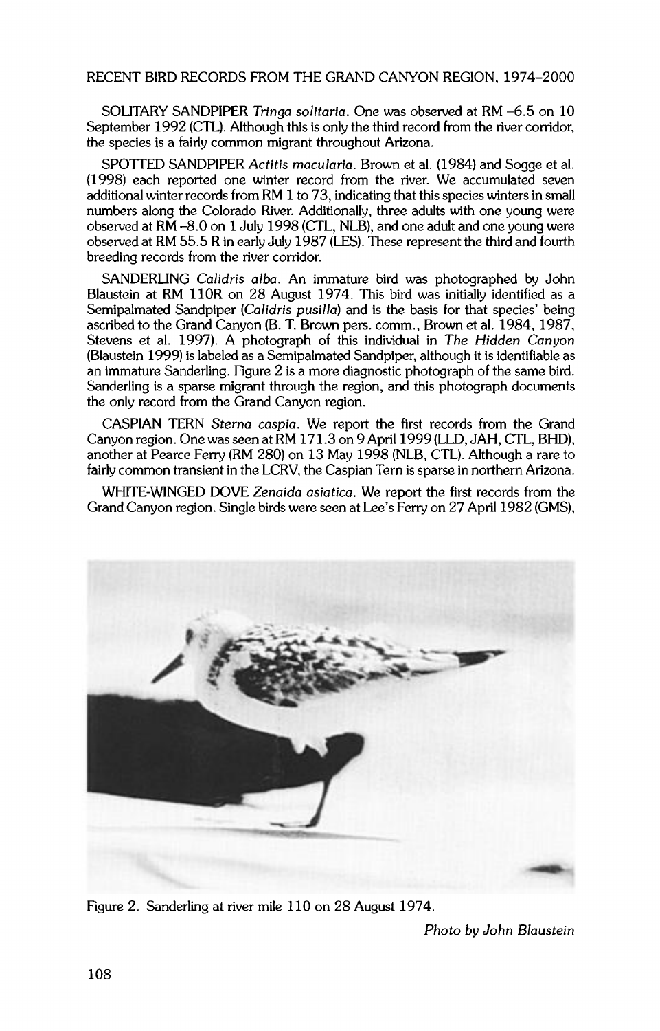SOLITARY SANDPIPER *Tringa solitaria*. One was observed at RM –6.5 on 10 September 1992 (CTL). Although this is only the third record from the river corridor, the species is a fairly common migrant throughout Arizona.

SPOTTED SANDPIPER *Actitis macularia*. Brown et al. (1984) and Sogge et al. (1998) each reported one winter record from the river. We accumulated seven additional winter records from RM 1 to 73, indicating that this species winters in small numbers along the Colorado River. Additionally, three adults with one young were observed at RM –8.0 on 1 July 1998 (CTL, NLB), and one adult and one young were observed at RM 55.5 R in early July 1987 (LES). These represent the third and fourth breeding records from the river corridor.

SANDERLING *Calidris alba*. An immature bird was photographed by John Blaustein at RM 110R on 28 August 1974. This bird was initially identified as a Semipalmated Sandpiper (*Calidris pusilla*) and is the basis for that species' being ascribed to the Grand Canyon (B. T. Brown pers. comm., Brown et al. 1984, 1987, Stevens et al. 1997). A photograph of this individual in *The Hidden Canyon* (Blaustein 1999) is labeled as a Semipalmated Sandpiper, although it is identifiable as an immature Sanderling. Figure 2 is a more diagnostic photograph of the same bird. Sanderling is a sparse migrant through the region, and this photograph documents the only record from the Grand Canyon region.

CASPIAN TERN *Sterna caspia*. We report the first records from the Grand Canyon region. One was seen at RM 171.3 on 9 April 1999 (LLD, JAH, CTL, BHD), another at Pearce Ferry (RM 280) on 13 May 1998 (NLB, CTL). Although a rare to fairly common transient in the LCRV, the Caspian Tern is sparse in northern Arizona.

WHITE-WINGED DOVE *Zenaida asiatica*. We report the first records from the Grand Canyon region. Single birds were seen at Lee's Ferry on 27 April 1982 (GMS),

Figure 2. Sanderling at river mile 110 on 28 August 1974.

*Photo by John Blaustein*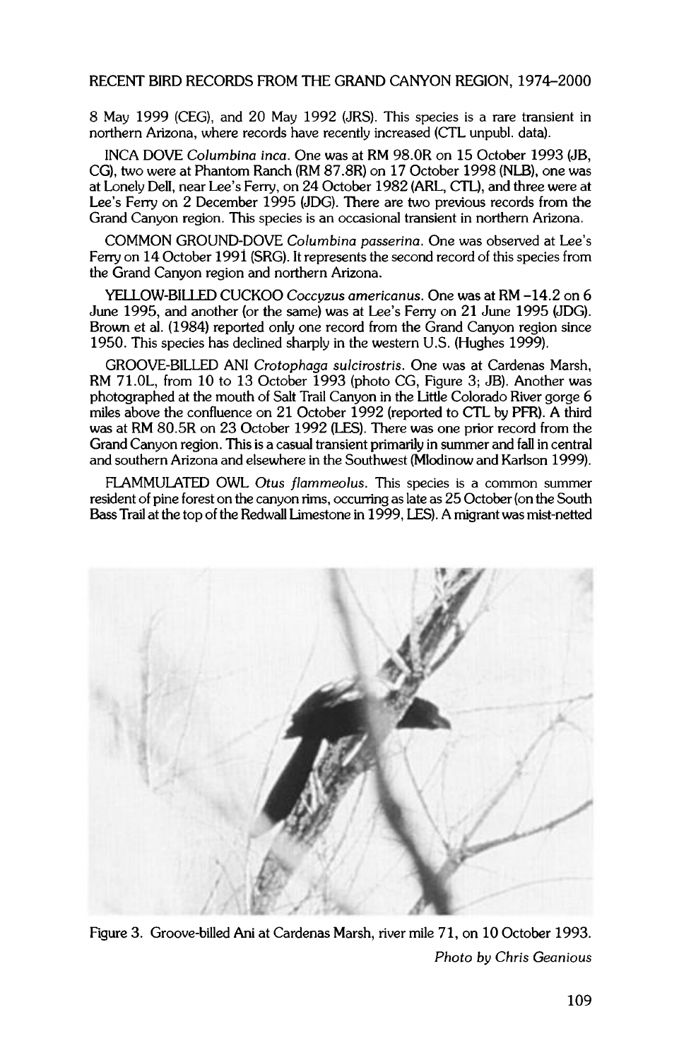8 May 1999 (CEG), and 20 May 1992 (JRS). This species is a rare transient in northern Arizona, where records have recently increased (CTL unpubl. data).

INCA DOVE *Columbina inca*. One was at RM 98.0R on 15 October 1993 (JB, CG), two were at Phantom Ranch (RM 87.8R) on 17 October 1998 (NLB), one was at Lonely Dell, near Lee's Ferry, on 24 October 1982 (ARL, CTL), and three were at Lee's Ferry on 2 December 1995 (JDG). There are two previous records from the Grand Canyon region. This species is an occasional transient in northern Arizona.

COMMON GROUND-DOVE *Columbina passerina*. One was observed at Lee's Ferry on 14 October 1991 (SRG). It represents the second record of this species from the Grand Canyon region and northern Arizona.

YELLOW-BILLED CUCKOO *Coccyzus americanus*. One was at RM –14.2 on 6 June 1995, and another (or the same) was at Lee's Ferry on 21 June 1995 (JDG). Brown et al. (1984) reported only one record from the Grand Canyon region since 1950. This species has declined sharply in the western U.S. (Hughes 1999).

GROOVE-BILLED ANI *Crotophaga sulcirostris*. One was at Cardenas Marsh, RM 71.0L, from 10 to 13 October 1993 (photo CG, Figure 3; JB). Another was photographed at the mouth of Salt Trail Canyon in the Little Colorado River gorge 6 miles above the confluence on 21 October 1992 (reported to CTL by PFR). A third was at RM 80.5R on 23 October 1992 (LES). There was one prior record from the Grand Canyon region. This is a casual transient primarily in summer and fall in central and southern Arizona and elsewhere in the Southwest (Mlodinow and Karlson 1999).

FLAMMULATED OWL *Otus flammeolus*. This species is a common summer resident of pine forest on the canyon rims, occurring as late as 25 October (on the South Bass Trail at the top of the Redwall Limestone in 1999, LES). A migrant was mist-netted

Figure 3. Groove-billed Ani at Cardenas Marsh, river mile 71, on 10 October 1993.
*Photo by Chris Geanious*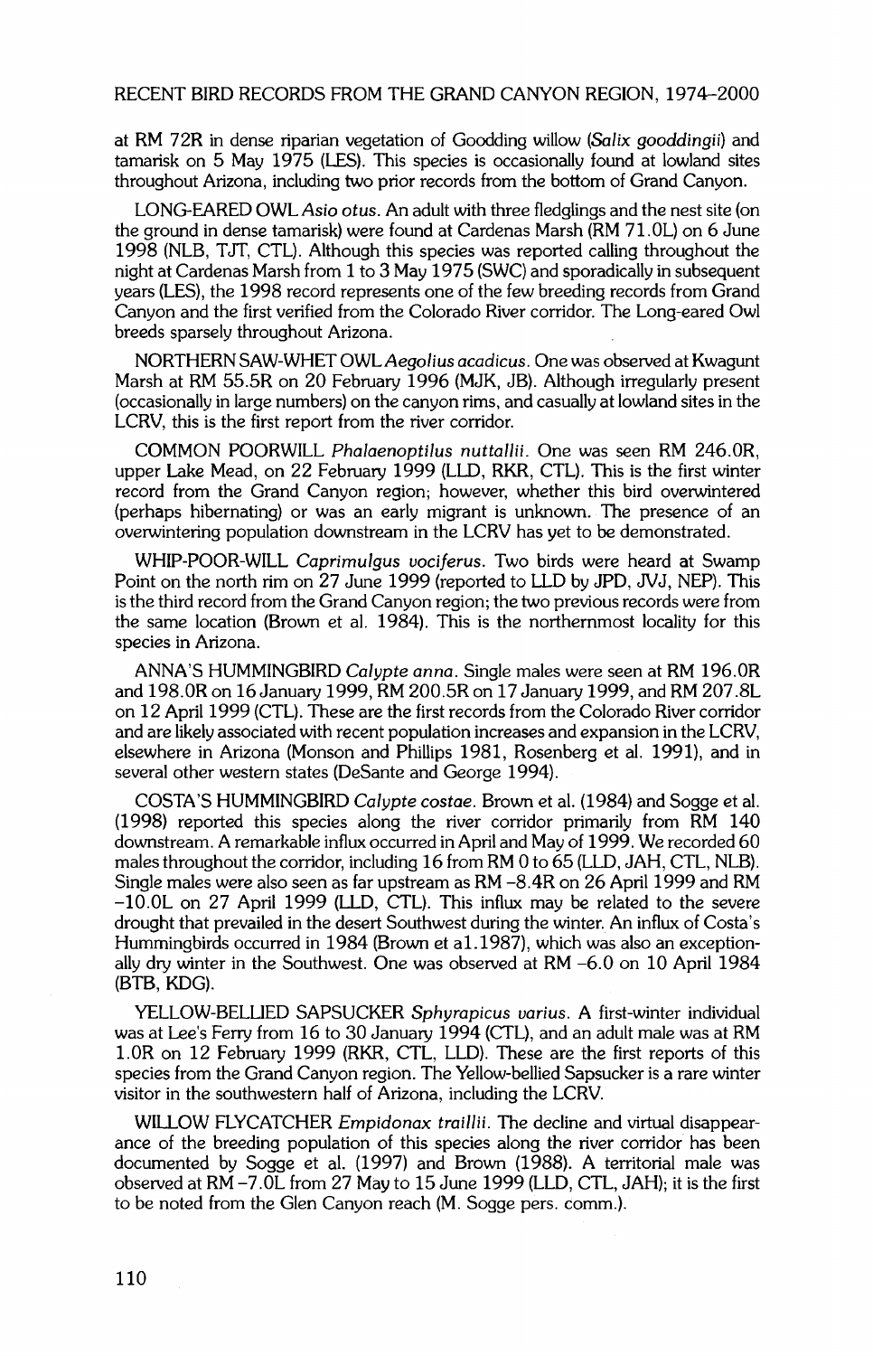at RM 72R in dense riparian vegetation of Goodding willow (*Salix gooddingii*) and tamarisk on 5 May 1975 (LES). This species is occasionally found at lowland sites throughout Arizona, including two prior records from the bottom of Grand Canyon.

LONG-EARED OWL *Asio otus*. An adult with three fledglings and the nest site (on the ground in dense tamarisk) were found at Cardenas Marsh (RM 71.0L) on 6 June 1998 (NLB, TJT, CTL). Although this species was reported calling throughout the night at Cardenas Marsh from 1 to 3 May 1975 (SWC) and sporadically in subsequent years (LES), the 1998 record represents one of the few breeding records from Grand Canyon and the first verified from the Colorado River corridor. The Long-eared Owl breeds sparsely throughout Arizona.

NORTHERN SAW-WHET OWL *Aegolius acadicus*. One was observed at Kwagunt Marsh at RM 55.5R on 20 February 1996 (MJK, JB). Although irregularly present (occasionally in large numbers) on the canyon rims, and casually at lowland sites in the LCRV, this is the first report from the river corridor.

COMMON POORWILL *Phalaenoptilus nuttallii*. One was seen RM 246.0R, upper Lake Mead, on 22 February 1999 (LLD, RKR, CTL). This is the first winter record from the Grand Canyon region; however, whether this bird overwintered (perhaps hibernating) or was an early migrant is unknown. The presence of an overwintering population downstream in the LCRV has yet to be demonstrated.

WHIP-POOR-WILL *Caprimulgus vociferus*. Two birds were heard at Swamp Point on the north rim on 27 June 1999 (reported to LLD by JPD, JVJ, NEP). This is the third record from the Grand Canyon region; the two previous records were from the same location (Brown et al. 1984). This is the northernmost locality for this species in Arizona.

ANNA'S HUMMINGBIRD *Calypte anna*. Single males were seen at RM 196.0R and 198.0R on 16 January 1999, RM 200.5R on 17 January 1999, and RM 207.8L on 12 April 1999 (CTL). These are the first records from the Colorado River corridor and are likely associated with recent population increases and expansion in the LCRV, elsewhere in Arizona (Monson and Phillips 1981, Rosenberg et al. 1991), and in several other western states (DeSante and George 1994).

COSTA'S HUMMINGBIRD *Calypte costae*. Brown et al. (1984) and Sogge et al. (1998) reported this species along the river corridor primarily from RM 140 downstream. A remarkable influx occurred in April and May of 1999. We recorded 60 males throughout the corridor, including 16 from RM 0 to 65 (LLD, JAH, CTL, NLB). Single males were also seen as far upstream as RM –8.4R on 26 April 1999 and RM –10.0L on 27 April 1999 (LLD, CTL). This influx may be related to the severe drought that prevailed in the desert Southwest during the winter. An influx of Costa's Hummingbirds occurred in 1984 (Brown et al.1987), which was also an exceptionally dry winter in the Southwest. One was observed at RM –6.0 on 10 April 1984 (BTB, KDG).

YELLOW-BELLIED SAPSUCKER *Sphyrapicus varius*. A first-winter individual was at Lee's Ferry from 16 to 30 January 1994 (CTL), and an adult male was at RM 1.0R on 12 February 1999 (RKR, CTL, LLD). These are the first reports of this species from the Grand Canyon region. The Yellow-bellied Sapsucker is a rare winter visitor in the southwestern half of Arizona, including the LCRV.

WILLOW FLYCATCHER *Empidonax traillii*. The decline and virtual disappearance of the breeding population of this species along the river corridor has been documented by Sogge et al. (1997) and Brown (1988). A territorial male was observed at RM –7.0L from 27 May to 15 June 1999 (LLD, CTL, JAH); it is the first to be noted from the Glen Canyon reach (M. Sogge pers. comm.).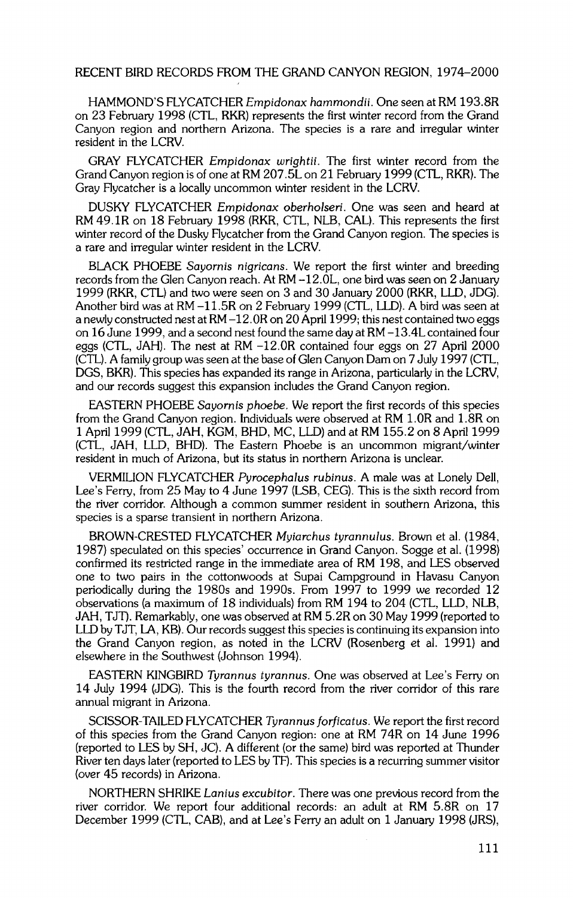HAMMOND'S FLYCATCHER *Empidonax hammondii*. One seen at RM 193.8R on 23 February 1998 (CTL, RKR) represents the first winter record from the Grand Canyon region and northern Arizona. The species is a rare and irregular winter resident in the LCRV.

GRAY FLYCATCHER *Empidonax wrightii*. The first winter record from the Grand Canyon region is of one at RM 207.5L on 21 February 1999 (CTL, RKR). The Gray Flycatcher is a locally uncommon winter resident in the LCRV.

DUSKY FLYCATCHER *Empidonax oberholseri*. One was seen and heard at RM 49.1R on 18 February 1998 (RKR, CTL, NLB, CAL). This represents the first winter record of the Dusky Flycatcher from the Grand Canyon region. The species is a rare and irregular winter resident in the LCRV.

BLACK PHOEBE *Sayornis nigricans*. We report the first winter and breeding records from the Glen Canyon reach. At RM –12.0L, one bird was seen on 2 January 1999 (RKR, CTL) and two were seen on 3 and 30 January 2000 (RKR, LLD, JDG). Another bird was at RM –11.5R on 2 February 1999 (CTL, LLD). A bird was seen at a newly constructed nest at RM –12.0R on 20 April 1999; this nest contained two eggs on 16 June 1999, and a second nest found the same day at RM –13.4L contained four eggs (CTL, JAH). The nest at RM –12.0R contained four eggs on 27 April 2000 (CTL). A family group was seen at the base of Glen Canyon Dam on 7 July 1997 (CTL, DGS, BKR). This species has expanded its range in Arizona, particularly in the LCRV, and our records suggest this expansion includes the Grand Canyon region.

EASTERN PHOEBE *Sayornis phoebe*. We report the first records of this species from the Grand Canyon region. Individuals were observed at RM 1.0R and 1.8R on 1 April 1999 (CTL, JAH, KGM, BHD, MC, LLD) and at RM 155.2 on 8 April 1999 (CTL, JAH, LLD, BHD). The Eastern Phoebe is an uncommon migrant/winter resident in much of Arizona, but its status in northern Arizona is unclear.

VERMILION FLYCATCHER *Pyrocephalus rubinus*. A male was at Lonely Dell, Lee's Ferry, from 25 May to 4 June 1997 (LSB, CEG). This is the sixth record from the river corridor. Although a common summer resident in southern Arizona, this species is a sparse transient in northern Arizona.

BROWN-CRESTED FLYCATCHER *Myiarchus tyrannulus*. Brown et al. (1984, 1987) speculated on this species' occurrence in Grand Canyon. Sogge et al. (1998) confirmed its restricted range in the immediate area of RM 198, and LES observed one to two pairs in the cottonwoods at Supai Campground in Havasu Canyon periodically during the 1980s and 1990s. From 1997 to 1999 we recorded 12 observations (a maximum of 18 individuals) from RM 194 to 204 (CTL, LLD, NLB, JAH, TJT). Remarkably, one was observed at RM 5.2R on 30 May 1999 (reported to LLD by TJT, LA, KB). Our records suggest this species is continuing its expansion into the Grand Canyon region, as noted in the LCRV (Rosenberg et al. 1991) and elsewhere in the Southwest (Johnson 1994).

EASTERN KINGBIRD *Tyrannus tyrannus*. One was observed at Lee's Ferry on 14 July 1994 (JDG). This is the fourth record from the river corridor of this rare annual migrant in Arizona.

SCISSOR-TAILED FLYCATCHER *Tyrannus forficatus*. We report the first record of this species from the Grand Canyon region: one at RM 74R on 14 June 1996 (reported to LES by SH, JC). A different (or the same) bird was reported at Thunder River ten days later (reported to LES by TF). This species is a recurring summer visitor (over 45 records) in Arizona.

NORTHERN SHRIKE *Lanius excubitor*. There was one previous record from the river corridor. We report four additional records: an adult at RM 5.8R on 17 December 1999 (CTL, CAB), and at Lee's Ferry an adult on 1 January 1998 (JRS),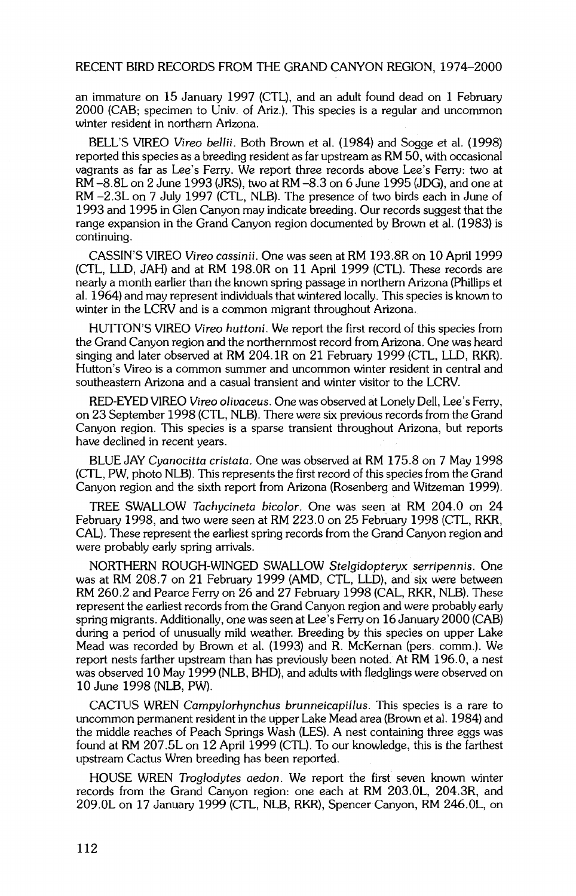an immature on 15 January 1997 (CTL), and an adult found dead on 1 February 2000 (CAB; specimen to Univ. of Ariz.). This species is a regular and uncommon winter resident in northern Arizona.

BELL'S VIREO *Vireo bellii*. Both Brown et al. (1984) and Sogge et al. (1998) reported this species as a breeding resident as far upstream as RM 50, with occasional vagrants as far as Lee's Ferry. We report three records above Lee's Ferry: two at RM –8.8L on 2 June 1993 (JRS), two at RM –8.3 on 6 June 1995 (JDG), and one at RM –2.3L on 7 July 1997 (CTL, NLB). The presence of two birds each in June of 1993 and 1995 in Glen Canyon may indicate breeding. Our records suggest that the range expansion in the Grand Canyon region documented by Brown et al. (1983) is continuing.

CASSIN'S VIREO *Vireo cassinii*. One was seen at RM 193.8R on 10 April 1999 (CTL, LLD, JAH) and at RM 198.0R on 11 April 1999 (CTL). These records are nearly a month earlier than the known spring passage in northern Arizona (Phillips et al. 1964) and may represent individuals that wintered locally. This species is known to winter in the LCRV and is a common migrant throughout Arizona.

HUTTON'S VIREO *Vireo huttoni*. We report the first record of this species from the Grand Canyon region and the northernmost record from Arizona. One was heard singing and later observed at RM 204.1R on 21 February 1999 (CTL, LLD, RKR). Hutton's Vireo is a common summer and uncommon winter resident in central and southeastern Arizona and a casual transient and winter visitor to the LCRV.

RED-EYED VIREO *Vireo olivaceus*. One was observed at Lonely Dell, Lee's Ferry, on 23 September 1998 (CTL, NLB). There were six previous records from the Grand Canyon region. This species is a sparse transient throughout Arizona, but reports have declined in recent years.

BLUE JAY *Cyanocitta cristata*. One was observed at RM 175.8 on 7 May 1998 (CTL, PW, photo NLB). This represents the first record of this species from the Grand Canyon region and the sixth report from Arizona (Rosenberg and Witzeman 1999).

TREE SWALLOW *Tachycineta bicolor*. One was seen at RM 204.0 on 24 February 1998, and two were seen at RM 223.0 on 25 February 1998 (CTL, RKR, CAL). These represent the earliest spring records from the Grand Canyon region and were probably early spring arrivals.

NORTHERN ROUGH-WINGED SWALLOW *Stelgidopteryx serripennis*. One was at RM 208.7 on 21 February 1999 (AMD, CTL, LLD), and six were between RM 260.2 and Pearce Ferry on 26 and 27 February 1998 (CAL, RKR, NLB). These represent the earliest records from the Grand Canyon region and were probably early spring migrants. Additionally, one was seen at Lee's Ferry on 16 January 2000 (CAB) during a period of unusually mild weather. Breeding by this species on upper Lake Mead was recorded by Brown et al. (1993) and R. McKernan (pers. comm.). We report nests farther upstream than has previously been noted. At RM 196.0, a nest was observed 10 May 1999 (NLB, BHD), and adults with fledglings were observed on 10 June 1998 (NLB, PW).

CACTUS WREN *Campylorhynchus brunneicapillus*. This species is a rare to uncommon permanent resident in the upper Lake Mead area (Brown et al. 1984) and the middle reaches of Peach Springs Wash (LES). A nest containing three eggs was found at RM 207.5L on 12 April 1999 (CTL). To our knowledge, this is the farthest upstream Cactus Wren breeding has been reported.

HOUSE WREN *Troglodytes aedon*. We report the first seven known winter records from the Grand Canyon region: one each at RM 203.0L, 204.3R, and 209.0L on 17 January 1999 (CTL, NLB, RKR), Spencer Canyon, RM 246.0L, on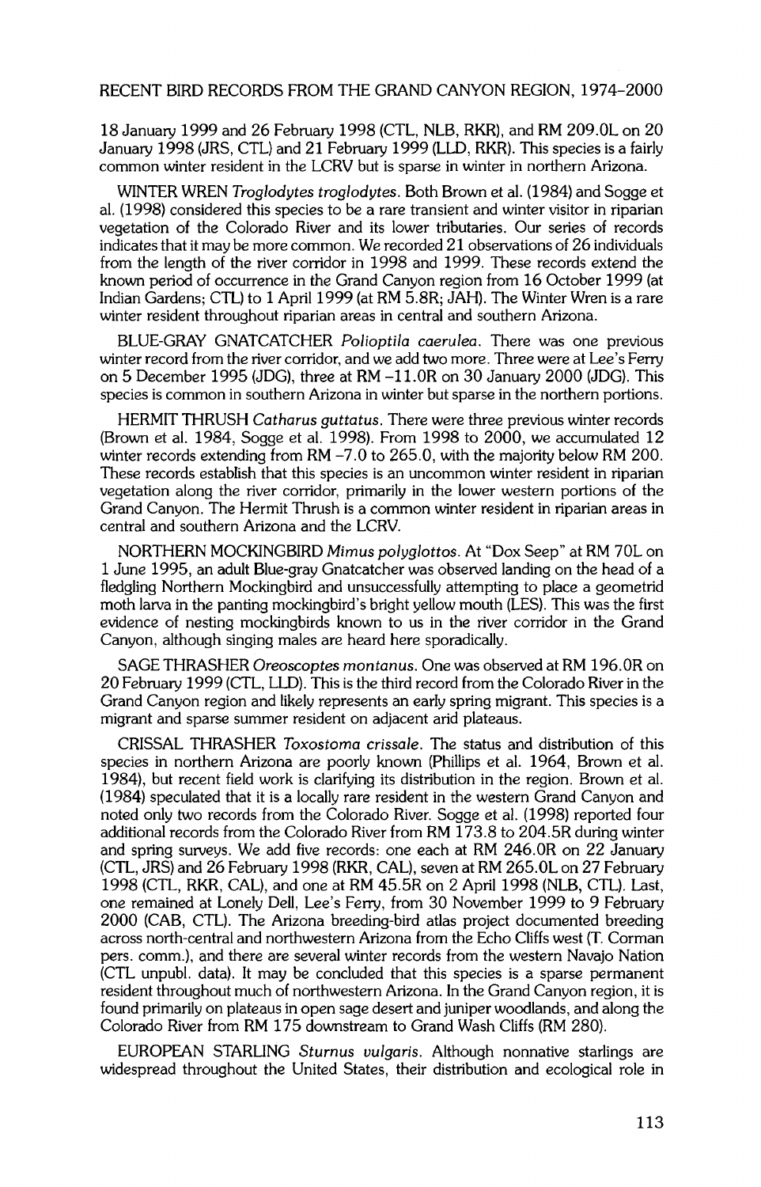18 January 1999 and 26 February 1998 (CTL, NLB, RKR), and RM 209.0L on 20 January 1998 (JRS, CTL) and 21 February 1999 (LLD, RKR). This species is a fairly common winter resident in the LCRV but is sparse in winter in northern Arizona.

WINTER WREN *Troglodytes troglodytes*. Both Brown et al. (1984) and Sogge et al. (1998) considered this species to be a rare transient and winter visitor in riparian vegetation of the Colorado River and its lower tributaries. Our series of records indicates that it may be more common. We recorded 21 observations of 26 individuals from the length of the river corridor in 1998 and 1999. These records extend the known period of occurrence in the Grand Canyon region from 16 October 1999 (at Indian Gardens; CTL) to 1 April 1999 (at RM 5.8R; JAH). The Winter Wren is a rare winter resident throughout riparian areas in central and southern Arizona.

BLUE-GRAY GNATCATCHER *Polioptila caerulea*. There was one previous winter record from the river corridor, and we add two more. Three were at Lee's Ferry on 5 December 1995 (JDG), three at RM –11.0R on 30 January 2000 (JDG). This species is common in southern Arizona in winter but sparse in the northern portions.

HERMIT THRUSH *Catharus guttatus*. There were three previous winter records (Brown et al. 1984, Sogge et al. 1998). From 1998 to 2000, we accumulated 12 winter records extending from RM –7.0 to 265.0, with the majority below RM 200. These records establish that this species is an uncommon winter resident in riparian vegetation along the river corridor, primarily in the lower western portions of the Grand Canyon. The Hermit Thrush is a common winter resident in riparian areas in central and southern Arizona and the LCRV.

NORTHERN MOCKINGBIRD *Mimus polyglottos*. At "Dox Seep" at RM 70L on 1 June 1995, an adult Blue-gray Gnatcatcher was observed landing on the head of a fledgling Northern Mockingbird and unsuccessfully attempting to place a geometrid moth larva in the panting mockingbird's bright yellow mouth (LES). This was the first evidence of nesting mockingbirds known to us in the river corridor in the Grand Canyon, although singing males are heard here sporadically.

SAGE THRASHER *Oreoscoptes montanus*. One was observed at RM 196.0R on 20 February 1999 (CTL, LLD). This is the third record from the Colorado River in the Grand Canyon region and likely represents an early spring migrant. This species is a migrant and sparse summer resident on adjacent arid plateaus.

CRISSAL THRASHER *Toxostoma crissale*. The status and distribution of this species in northern Arizona are poorly known (Phillips et al. 1964, Brown et al. 1984), but recent field work is clarifying its distribution in the region. Brown et al. (1984) speculated that it is a locally rare resident in the western Grand Canyon and noted only two records from the Colorado River. Sogge et al. (1998) reported four additional records from the Colorado River from RM 173.8 to 204.5R during winter and spring surveys. We add five records: one each at RM 246.0R on 22 January (CTL, JRS) and 26 February 1998 (RKR, CAL), seven at RM 265.0L on 27 February 1998 (CTL, RKR, CAL), and one at RM 45.5R on 2 April 1998 (NLB, CTL). Last, one remained at Lonely Dell, Lee's Ferry, from 30 November 1999 to 9 February 2000 (CAB, CTL). The Arizona breeding-bird atlas project documented breeding across north-central and northwestern Arizona from the Echo Cliffs west (T. Corman pers. comm.), and there are several winter records from the western Navajo Nation (CTL unpubl. data). It may be concluded that this species is a sparse permanent resident throughout much of northwestern Arizona. In the Grand Canyon region, it is found primarily on plateaus in open sage desert and juniper woodlands, and along the Colorado River from RM 175 downstream to Grand Wash Cliffs (RM 280).

EUROPEAN STARLING *Sturnus vulgaris*. Although nonnative starlings are widespread throughout the United States, their distribution and ecological role in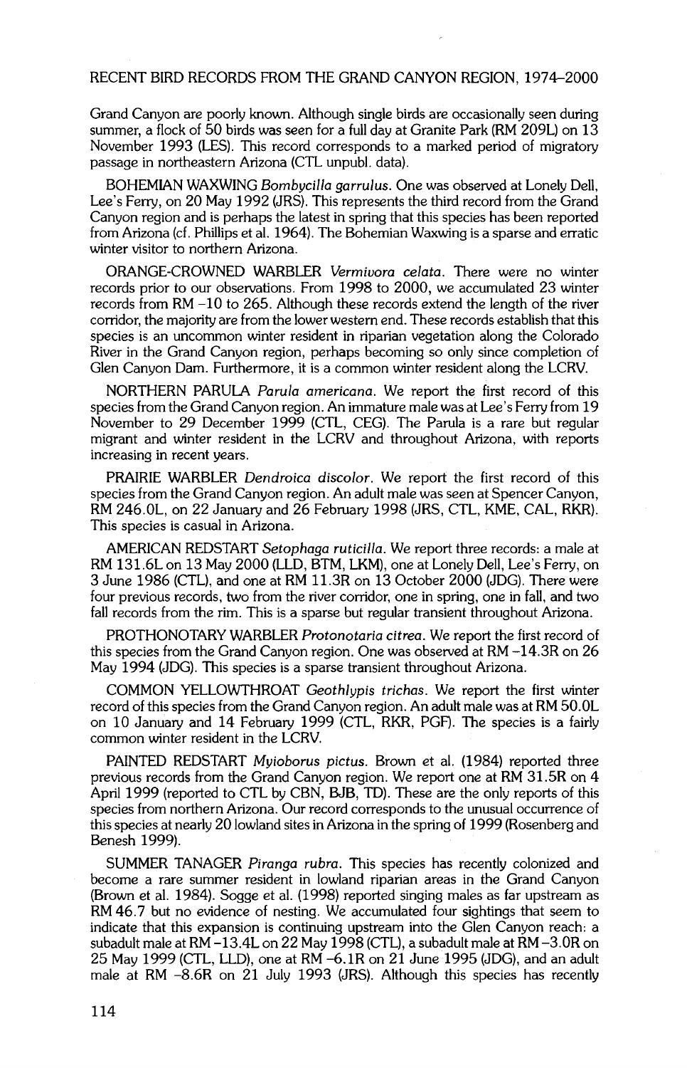Grand Canyon are poorly known. Although single birds are occasionally seen during summer, a flock of 50 birds was seen for a full day at Granite Park (RM 209L) on 13 November 1993 (LES). This record corresponds to a marked period of migratory passage in northeastern Arizona (CTL unpubl. data).

BOHEMIAN WAXWING *Bombycilla garrulus*. One was observed at Lonely Dell, Lee's Ferry, on 20 May 1992 (JRS). This represents the third record from the Grand Canyon region and is perhaps the latest in spring that this species has been reported from Arizona (cf. Phillips et al. 1964). The Bohemian Waxwing is a sparse and erratic winter visitor to northern Arizona.

ORANGE-CROWNED WARBLER *Vermivora celata*. There were no winter records prior to our observations. From 1998 to 2000, we accumulated 23 winter records from RM –10 to 265. Although these records extend the length of the river corridor, the majority are from the lower western end. These records establish that this species is an uncommon winter resident in riparian vegetation along the Colorado River in the Grand Canyon region, perhaps becoming so only since completion of Glen Canyon Dam. Furthermore, it is a common winter resident along the LCRV.

NORTHERN PARULA *Parula americana*. We report the first record of this species from the Grand Canyon region. An immature male was at Lee's Ferry from 19 November to 29 December 1999 (CTL, CEG). The Parula is a rare but regular migrant and winter resident in the LCRV and throughout Arizona, with reports increasing in recent years.

PRAIRIE WARBLER *Dendroica discolor*. We report the first record of this species from the Grand Canyon region. An adult male was seen at Spencer Canyon, RM 246.0L, on 22 January and 26 February 1998 (JRS, CTL, KME, CAL, RKR). This species is casual in Arizona.

AMERICAN REDSTART *Setophaga ruticilla*. We report three records: a male at RM 131.6L on 13 May 2000 (LLD, BTM, LKM), one at Lonely Dell, Lee's Ferry, on 3 June 1986 (CTL), and one at RM 11.3R on 13 October 2000 (JDG). There were four previous records, two from the river corridor, one in spring, one in fall, and two fall records from the rim. This is a sparse but regular transient throughout Arizona.

PROTHONOTARY WARBLER *Protonotaria citrea*. We report the first record of this species from the Grand Canyon region. One was observed at RM –14.3R on 26 May 1994 (JDG). This species is a sparse transient throughout Arizona.

COMMON YELLOWTHROAT *Geothlypis trichas*. We report the first winter record of this species from the Grand Canyon region. An adult male was at RM 50.0L on 10 January and 14 February 1999 (CTL, RKR, PGF). The species is a fairly common winter resident in the LCRV.

PAINTED REDSTART *Myioborus pictus*. Brown et al. (1984) reported three previous records from the Grand Canyon region. We report one at RM 31.5R on 4 April 1999 (reported to CTL by CBN, BJB, TD). These are the only reports of this species from northern Arizona. Our record corresponds to the unusual occurrence of this species at nearly 20 lowland sites in Arizona in the spring of 1999 (Rosenberg and Benesh 1999).

SUMMER TANAGER *Piranga rubra*. This species has recently colonized and become a rare summer resident in lowland riparian areas in the Grand Canyon (Brown et al. 1984). Sogge et al. (1998) reported singing males as far upstream as RM 46.7 but no evidence of nesting. We accumulated four sightings that seem to indicate that this expansion is continuing upstream into the Glen Canyon reach: a subadult male at RM –13.4L on 22 May 1998 (CTL), a subadult male at RM –3.0R on 25 May 1999 (CTL, LLD), one at RM –6.1R on 21 June 1995 (JDG), and an adult male at RM –8.6R on 21 July 1993 (JRS). Although this species has recently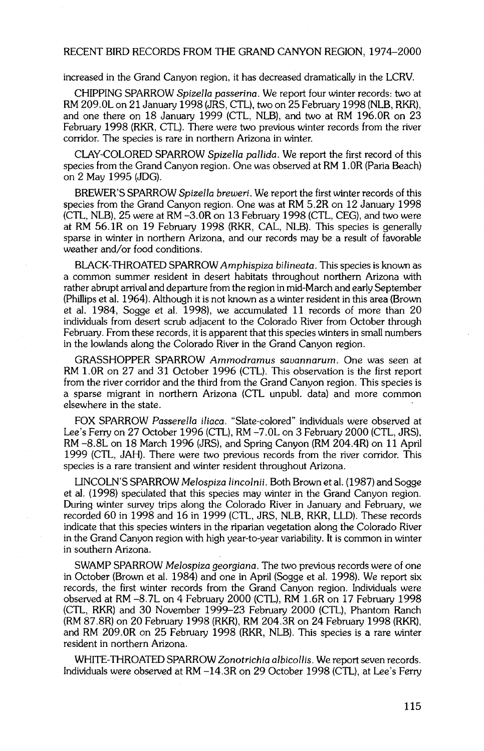increased in the Grand Canyon region, it has decreased dramatically in the LCRV.

CHIPPING SPARROW *Spizella passerina*. We report four winter records: two at RM 209.0L on 21 January 1998 (JRS, CTL), two on 25 February 1998 (NLB, RKR), and one there on 18 January 1999 (CTL, NLB), and two at RM 196.0R on 23 February 1998 (RKR, CTL). There were two previous winter records from the river corridor. The species is rare in northern Arizona in winter.

CLAY-COLORED SPARROW *Spizella pallida*. We report the first record of this species from the Grand Canyon region. One was observed at RM 1.0R (Paria Beach) on 2 May 1995 (JDG).

BREWER'S SPARROW *Spizella breweri*. We report the first winter records of this species from the Grand Canyon region. One was at RM 5.2R on 12 January 1998 (CTL, NLB), 25 were at RM –3.0R on 13 February 1998 (CTL, CEG), and two were at RM 56.1R on 19 February 1998 (RKR, CAL, NLB). This species is generally sparse in winter in northern Arizona, and our records may be a result of favorable weather and/or food conditions.

BLACK-THROATED SPARROW *Amphispiza bilineata*. This species is known as a common summer resident in desert habitats throughout northern Arizona with rather abrupt arrival and departure from the region in mid-March and early September (Phillips et al. 1964). Although it is not known as a winter resident in this area (Brown et al. 1984, Sogge et al. 1998), we accumulated 11 records of more than 20 individuals from desert scrub adjacent to the Colorado River from October through February. From these records, it is apparent that this species winters in small numbers in the lowlands along the Colorado River in the Grand Canyon region.

GRASSHOPPER SPARROW *Ammodramus savannarum*. One was seen at RM 1.0R on 27 and 31 October 1996 (CTL). This observation is the first report from the river corridor and the third from the Grand Canyon region. This species is a sparse migrant in northern Arizona (CTL unpubl. data) and more common elsewhere in the state.

FOX SPARROW *Passerella iliaca*. "Slate-colored" individuals were observed at Lee's Ferry on 27 October 1996 (CTL), RM –7.0L on 3 February 2000 (CTL, JRS), RM –8.8L on 18 March 1996 (JRS), and Spring Canyon (RM 204.4R) on 11 April 1999 (CTL, JAH). There were two previous records from the river corridor. This species is a rare transient and winter resident throughout Arizona.

LINCOLN'S SPARROW *Melospiza lincolnii*. Both Brown et al. (1987) and Sogge et al. (1998) speculated that this species may winter in the Grand Canyon region. During winter survey trips along the Colorado River in January and February, we recorded 60 in 1998 and 16 in 1999 (CTL, JRS, NLB, RKR, LLD). These records indicate that this species winters in the riparian vegetation along the Colorado River in the Grand Canyon region with high year-to-year variability. It is common in winter in southern Arizona.

SWAMP SPARROW *Melospiza georgiana*. The two previous records were of one in October (Brown et al. 1984) and one in April (Sogge et al. 1998). We report six records, the first winter records from the Grand Canyon region. Individuals were observed at RM –8.7L on 4 February 2000 (CTL), RM 1.6R on 17 February 1998 (CTL, RKR) and 30 November 1999–23 February 2000 (CTL), Phantom Ranch (RM 87.8R) on 20 February 1998 (RKR), RM 204.3R on 24 February 1998 (RKR), and RM 209.0R on 25 February 1998 (RKR, NLB). This species is a rare winter resident in northern Arizona.

WHITE-THROATED SPARROW *Zonotrichia albicollis*. We report seven records. Individuals were observed at RM –14.3R on 29 October 1998 (CTL), at Lee's Ferry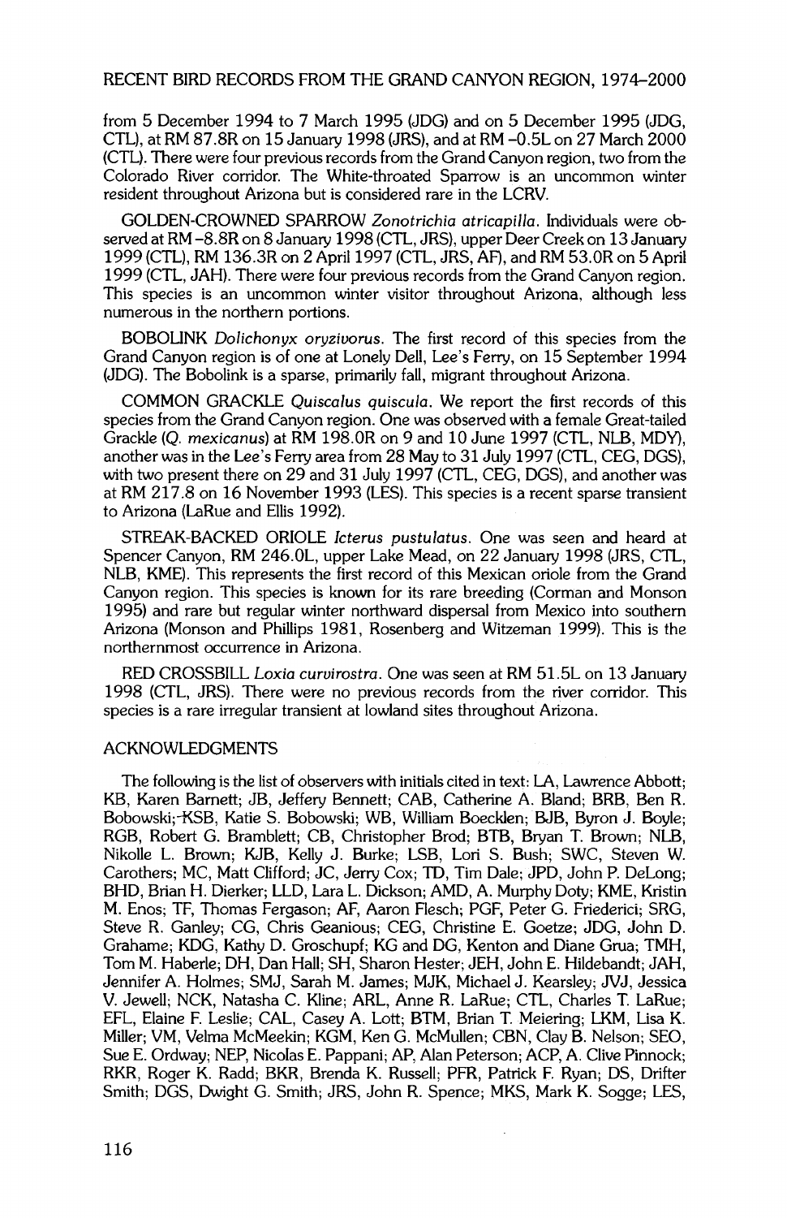from 5 December 1994 to 7 March 1995 (JDG) and on 5 December 1995 (JDG, CTL), at RM 87.8R on 15 January 1998 (JRS), and at RM –0.5L on 27 March 2000 (CTL). There were four previous records from the Grand Canyon region, two from the Colorado River corridor. The White-throated Sparrow is an uncommon winter resident throughout Arizona but is considered rare in the LCRV.

GOLDEN-CROWNED SPARROW *Zonotrichia atricapilla*. Individuals were observed at RM –8.8R on 8 January 1998 (CTL, JRS), upper Deer Creek on 13 January 1999 (CTL), RM 136.3R on 2 April 1997 (CTL, JRS, AF), and RM 53.0R on 5 April 1999 (CTL, JAH). There were four previous records from the Grand Canyon region. This species is an uncommon winter visitor throughout Arizona, although less numerous in the northern portions.

BOBOLINK *Dolichonyx oryzivorus*. The first record of this species from the Grand Canyon region is of one at Lonely Dell, Lee's Ferry, on 15 September 1994 (JDG). The Bobolink is a sparse, primarily fall, migrant throughout Arizona.

COMMON GRACKLE *Quiscalus quiscula*. We report the first records of this species from the Grand Canyon region. One was observed with a female Great-tailed Grackle (*Q. mexicanus*) at RM 198.0R on 9 and 10 June 1997 (CTL, NLB, MDY), another was in the Lee's Ferry area from 28 May to 31 July 1997 (CTL, CEG, DGS), with two present there on 29 and 31 July 1997 (CTL, CEG, DGS), and another was at RM 217.8 on 16 November 1993 (LES). This species is a recent sparse transient to Arizona (LaRue and Ellis 1992).

STREAK-BACKED ORIOLE *Icterus pustulatus*. One was seen and heard at Spencer Canyon, RM 246.0L, upper Lake Mead, on 22 January 1998 (JRS, CTL, NLB, KME). This represents the first record of this Mexican oriole from the Grand Canyon region. This species is known for its rare breeding (Corman and Monson 1995) and rare but regular winter northward dispersal from Mexico into southern Arizona (Monson and Phillips 1981, Rosenberg and Witzeman 1999). This is the northernmost occurrence in Arizona.

RED CROSSBILL *Loxia curvirostra*. One was seen at RM 51.5L on 13 January 1998 (CTL, JRS). There were no previous records from the river corridor. This species is a rare irregular transient at lowland sites throughout Arizona.

## ACKNOWLEDGMENTS

The following is the list of observers with initials cited in text: LA, Lawrence Abbott; KB, Karen Barnett; JB, Jeffery Bennett; CAB, Catherine A. Bland; BRB, Ben R. Bobowski; KSB, Katie S. Bobowski; WB, William Boecklen; BJB, Byron J. Boyle; RGB, Robert G. Bramblett; CB, Christopher Brod; BTB, Bryan T. Brown; NLB, Nikolle L. Brown; KJB, Kelly J. Burke; LSB, Lori S. Bush; SWC, Steven W. Carothers; MC, Matt Clifford; JC, Jerry Cox; TD, Tim Dale; JPD, John P. DeLong; BHD, Brian H. Dierker; LLD, Lara L. Dickson; AMD, A. Murphy Doty; KME, Kristin M. Enos; TF, Thomas Fergason; AF, Aaron Flesch; PGF, Peter G. Friederici; SRG, Steve R. Ganley; CG, Chris Geanious; CEG, Christine E. Goetze; JDG, John D. Grahame; KDG, Kathy D. Groschupf; KG and DG, Kenton and Diane Grua; TMH, Tom M. Haberle; DH, Dan Hall; SH, Sharon Hester; JEH, John E. Hildebandt; JAH, Jennifer A. Holmes; SMJ, Sarah M. James; MJK, Michael J. Kearsley; JVJ, Jessica V. Jewell; NCK, Natasha C. Kline; ARL, Anne R. LaRue; CTL, Charles T. LaRue; EFL, Elaine F. Leslie; CAL, Casey A. Lott; BTM, Brian T. Meiering; LKM, Lisa K. Miller; VM, Velma McMeekin; KGM, Ken G. McMullen; CBN, Clay B. Nelson; SEO, Sue E. Ordway; NEP, Nicolas E. Pappani; AP, Alan Peterson; ACP, A. Clive Pinnock; RKR, Roger K. Radd; BKR, Brenda K. Russell; PFR, Patrick F. Ryan; DS, Drifter Smith; DGS, Dwight G. Smith; JRS, John R. Spence; MKS, Mark K. Sogge; LES,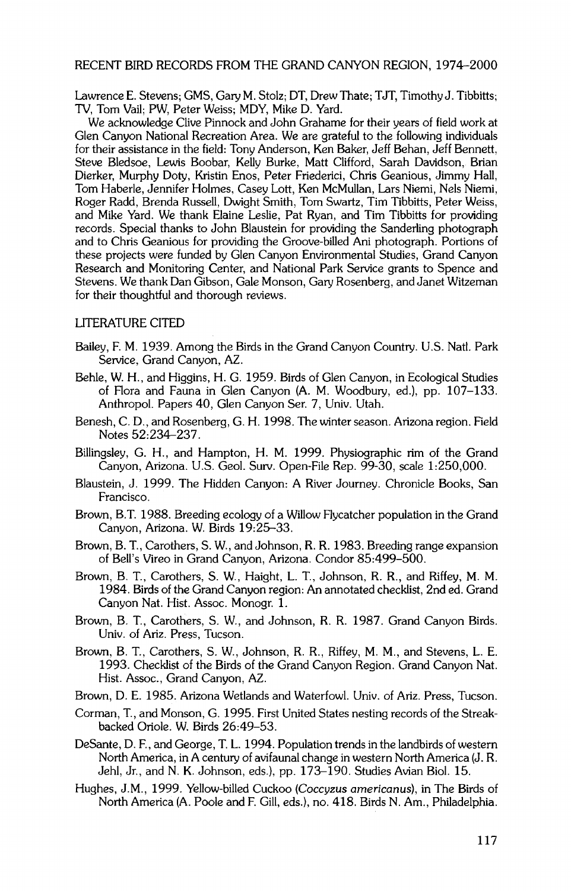Lawrence E. Stevens; GMS, Gary M. Stolz; DT, Drew Thate; TJT, Timothy J. Tibbitts; TV, Tom Vail; PW, Peter Weiss; MDY, Mike D. Yard.

We acknowledge Clive Pinnock and John Grahame for their years of field work at Glen Canyon National Recreation Area. We are grateful to the following individuals for their assistance in the field: Tony Anderson, Ken Baker, Jeff Behan, Jeff Bennett, Steve Bledsoe, Lewis Boobar, Kelly Burke, Matt Clifford, Sarah Davidson, Brian Dierker, Murphy Doty, Kristin Enos, Peter Friederici, Chris Geanious, Jimmy Hall, Tom Haberle, Jennifer Holmes, Casey Lott, Ken McMullan, Lars Niemi, Nels Niemi, Roger Radd, Brenda Russell, Dwight Smith, Tom Swartz, Tim Tibbitts, Peter Weiss, and Mike Yard. We thank Elaine Leslie, Pat Ryan, and Tim Tibbitts for providing records. Special thanks to John Blaustein for providing the Sanderling photograph and to Chris Geanious for providing the Groove-billed Ani photograph. Portions of these projects were funded by Glen Canyon Environmental Studies, Grand Canyon Research and Monitoring Center, and National Park Service grants to Spence and Stevens. We thank Dan Gibson, Gale Monson, Gary Rosenberg, and Janet Witzeman for their thoughtful and thorough reviews.

## LITERATURE CITED

Bailey, F. M. 1939. Among the Birds in the Grand Canyon Country. U.S. Natl. Park Service, Grand Canyon, AZ.

Behle, W. H., and Higgins, H. G. 1959. Birds of Glen Canyon, in Ecological Studies of Flora and Fauna in Glen Canyon (A. M. Woodbury, ed.), pp. 107–133. Anthropol. Papers 40, Glen Canyon Ser. 7, Univ. Utah.

Benesh, C. D., and Rosenberg, G. H. 1998. The winter season. Arizona region. Field Notes 52:234–237.

Billingsley, G. H., and Hampton, H. M. 1999. Physiographic rim of the Grand Canyon, Arizona. U.S. Geol. Surv. Open-File Rep. 99-30, scale 1:250,000.

Blaustein, J. 1999. The Hidden Canyon: A River Journey. Chronicle Books, San Francisco.

Brown, B.T. 1988. Breeding ecology of a Willow Flycatcher population in the Grand Canyon, Arizona. W. Birds 19:25–33.

Brown, B. T., Carothers, S. W., and Johnson, R. R. 1983. Breeding range expansion of Bell's Vireo in Grand Canyon, Arizona. Condor 85:499–500.

Brown, B. T., Carothers, S. W., Haight, L. T., Johnson, R. R., and Riffey, M. M. 1984. Birds of the Grand Canyon region: An annotated checklist, 2nd ed. Grand Canyon Nat. Hist. Assoc. Monogr. 1.

Brown, B. T., Carothers, S. W., and Johnson, R. R. 1987. Grand Canyon Birds. Univ. of Ariz. Press, Tucson.

Brown, B. T., Carothers, S. W., Johnson, R. R., Riffey, M. M., and Stevens, L. E. 1993. Checklist of the Birds of the Grand Canyon Region. Grand Canyon Nat. Hist. Assoc., Grand Canyon, AZ.

Brown, D. E. 1985. Arizona Wetlands and Waterfowl. Univ. of Ariz. Press, Tucson.

Corman, T., and Monson, G. 1995. First United States nesting records of the Streak-backed Oriole. W. Birds 26:49–53.

DeSante, D. F., and George, T. L. 1994. Population trends in the landbirds of western North America, in A century of avifaunal change in western North America (J. R. Jehl, Jr., and N. K. Johnson, eds.), pp. 173–190. Studies Avian Biol. 15.

Hughes, J.M., 1999. Yellow-billed Cuckoo (*Coccyzus americanus*), in The Birds of North America (A. Poole and F. Gill, eds.), no. 418. Birds N. Am., Philadelphia.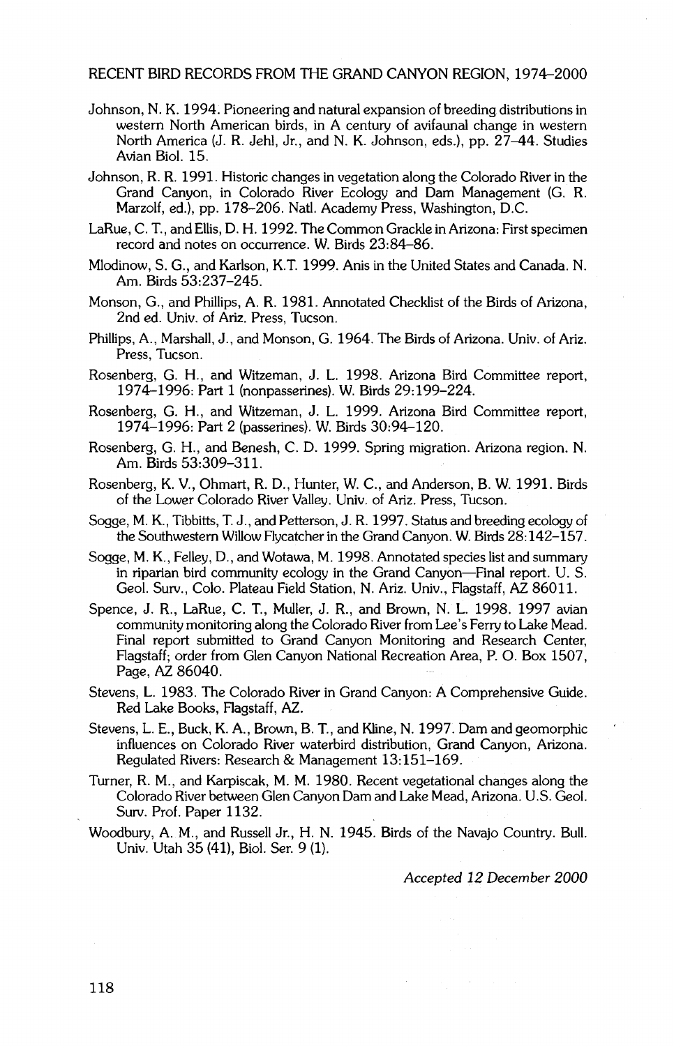Johnson, N. K. 1994. Pioneering and natural expansion of breeding distributions in western North American birds, in A century of avifaunal change in western North America (J. R. Jehl, Jr., and N. K. Johnson, eds.), pp. 27–44. Studies Avian Biol. 15.

Johnson, R. R. 1991. Historic changes in vegetation along the Colorado River in the Grand Canyon, in Colorado River Ecology and Dam Management (G. R. Marzolf, ed.), pp. 178–206. Natl. Academy Press, Washington, D.C.

LaRue, C. T., and Ellis, D. H. 1992. The Common Grackle in Arizona: First specimen record and notes on occurrence. W. Birds 23:84–86.

Mlodinow, S. G., and Karlson, K.T. 1999. Anis in the United States and Canada. N. Am. Birds 53:237–245.

Monson, G., and Phillips, A. R. 1981. Annotated Checklist of the Birds of Arizona, 2nd ed. Univ. of Ariz. Press, Tucson.

Phillips, A., Marshall, J., and Monson, G. 1964. The Birds of Arizona. Univ. of Ariz. Press, Tucson.

Rosenberg, G. H., and Witzeman, J. L. 1998. Arizona Bird Committee report, 1974–1996: Part 1 (nonpasserines). W. Birds 29:199–224.

Rosenberg, G. H., and Witzeman, J. L. 1999. Arizona Bird Committee report, 1974–1996: Part 2 (passerines). W. Birds 30:94–120.

Rosenberg, G. H., and Benesh, C. D. 1999. Spring migration. Arizona region. N. Am. Birds 53:309–311.

Rosenberg, K. V., Ohmart, R. D., Hunter, W. C., and Anderson, B. W. 1991. Birds of the Lower Colorado River Valley. Univ. of Ariz. Press, Tucson.

Sogge, M. K., Tibbitts, T. J., and Petterson, J. R. 1997. Status and breeding ecology of the Southwestern Willow Flycatcher in the Grand Canyon. W. Birds 28:142–157.

Sogge, M. K., Felley, D., and Wotawa, M. 1998. Annotated species list and summary in riparian bird community ecology in the Grand Canyon—Final report. U. S. Geol. Surv., Colo. Plateau Field Station, N. Ariz. Univ., Flagstaff, AZ 86011.

Spence, J. R., LaRue, C. T., Muller, J. R., and Brown, N. L. 1998. 1997 avian community monitoring along the Colorado River from Lee's Ferry to Lake Mead. Final report submitted to Grand Canyon Monitoring and Research Center, Flagstaff; order from Glen Canyon National Recreation Area, P. O. Box 1507, Page, AZ 86040.

Stevens, L. 1983. The Colorado River in Grand Canyon: A Comprehensive Guide. Red Lake Books, Flagstaff, AZ.

Stevens, L. E., Buck, K. A., Brown, B. T., and Kline, N. 1997. Dam and geomorphic influences on Colorado River waterbird distribution, Grand Canyon, Arizona. Regulated Rivers: Research & Management 13:151–169.

Turner, R. M., and Karpiscak, M. M. 1980. Recent vegetational changes along the Colorado River between Glen Canyon Dam and Lake Mead, Arizona. U.S. Geol. Surv. Prof. Paper 1132.

Woodbury, A. M., and Russell Jr., H. N. 1945. Birds of the Navajo Country. Bull. Univ. Utah 35 (41), Biol. Ser. 9 (1).

*Accepted 12 December 2000*